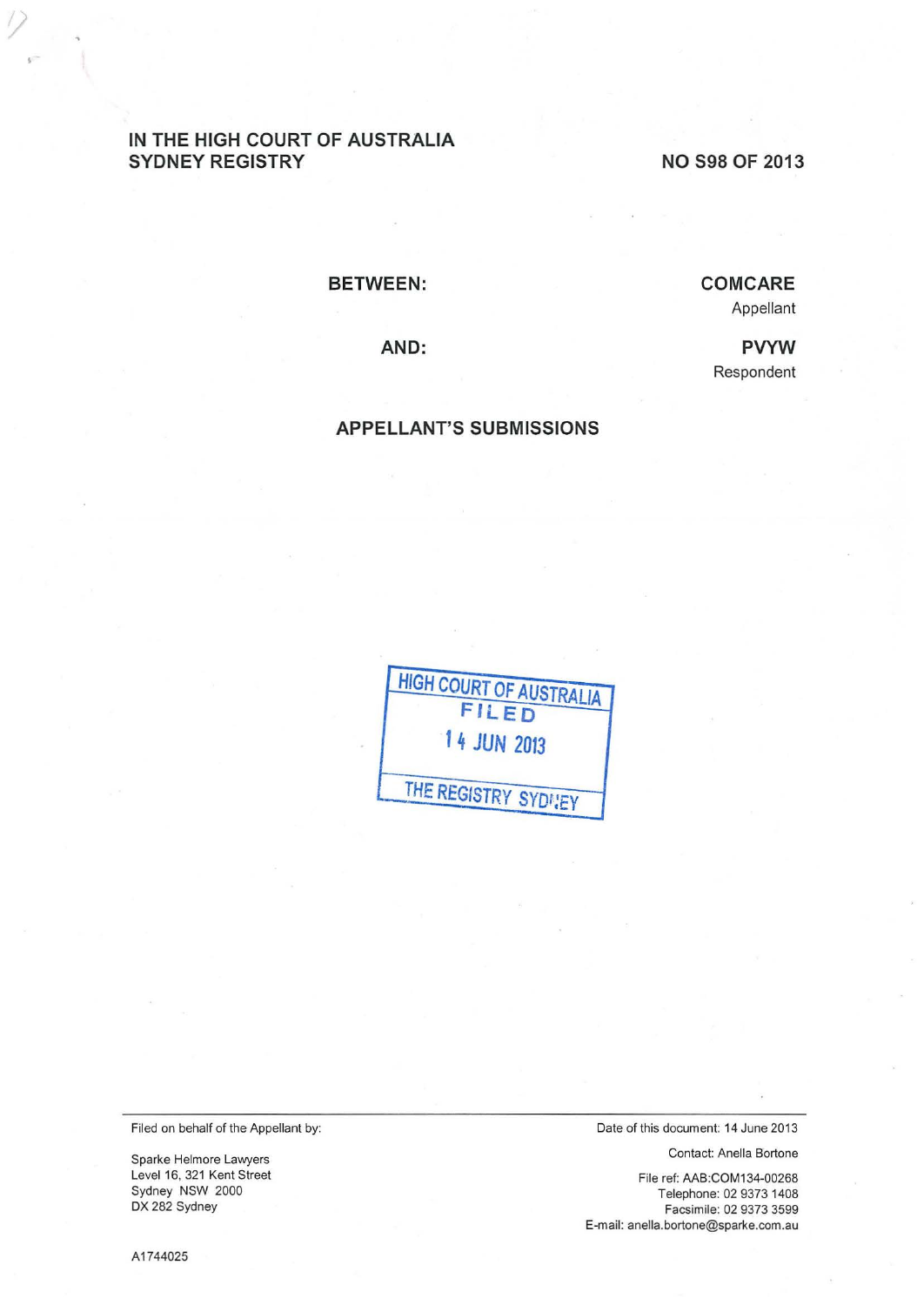IN THE HIGH COURT OF AUSTRALIA
SYDNEY REGISTRY

NO S98 OF 2013

BETWEEN: **COMCARE**
Appellant

AND: **PVYW**
Respondent

## APPELLANT'S SUBMISSIONS

HIGH COURT OF AUSTRALIA
FILED
14 JUN 2013
THE REGISTRY SYDNEY

Filed on behalf of the Appellant by:

Sparke Helmore Lawyers
Level 16, 321 Kent Street
Sydney NSW 2000
DX 282 Sydney

Date of this document: 14 June 2013

Contact: Anella Bortone

File ref: AAB:COM134-00268
Telephone: 02 9373 1408
Facsimile: 02 9373 3599
E-mail: anella.bortone@sparke.com.au

A1744025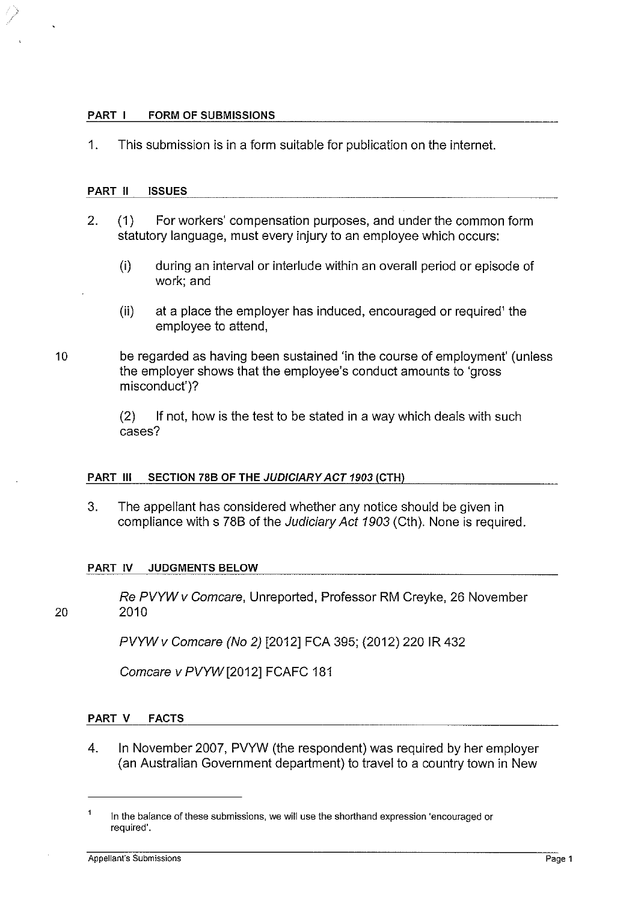## PART I FORM OF SUBMISSIONS

1. This submission is in a form suitable for publication on the internet.

## PART II ISSUES

2. (1) For workers' compensation purposes, and under the common form statutory language, must every injury to an employee which occurs:

   (i) during an interval or interlude within an overall period or episode of work; and

   (ii) at a place the employer has induced, encouraged or required[1] the employee to attend,

   be regarded as having been sustained 'in the course of employment' (unless the employer shows that the employee's conduct amounts to 'gross misconduct')?

   (2) If not, how is the test to be stated in a way which deals with such cases?

## PART III SECTION 78B OF THE *JUDICIARY ACT 1903* (CTH)

3. The appellant has considered whether any notice should be given in compliance with s 78B of the *Judiciary Act 1903* (Cth). None is required.

## PART IV JUDGMENTS BELOW

*Re PVYW v Comcare*, Unreported, Professor RM Creyke, 26 November 2010

*PVYW v Comcare (No 2)* [2012] FCA 395; (2012) 220 IR 432

*Comcare v PVYW* [2012] FCAFC 181

## PART V FACTS

4. In November 2007, PVYW (the respondent) was required by her employer (an Australian Government department) to travel to a country town in New

---

[1] In the balance of these submissions, we will use the shorthand expression 'encouraged or required'.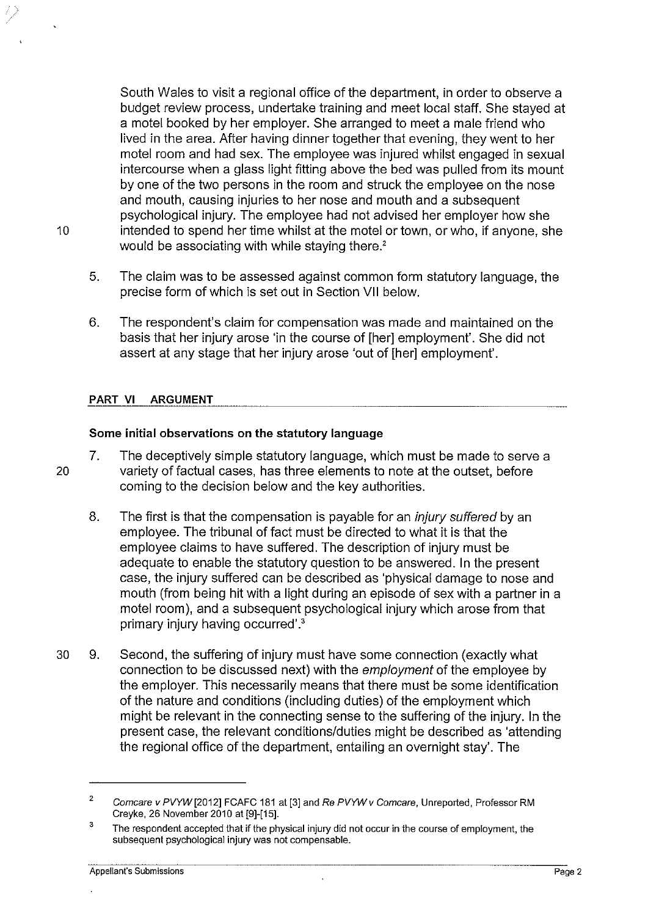South Wales to visit a regional office of the department, in order to observe a budget review process, undertake training and meet local staff. She stayed at a motel booked by her employer. She arranged to meet a male friend who lived in the area. After having dinner together that evening, they went to her motel room and had sex. The employee was injured whilst engaged in sexual intercourse when a glass light fitting above the bed was pulled from its mount by one of the two persons in the room and struck the employee on the nose and mouth, causing injuries to her nose and mouth and a subsequent psychological injury. The employee had not advised her employer how she intended to spend her time whilst at the motel or town, or who, if anyone, she would be associating with while staying there.[2]

5. The claim was to be assessed against common form statutory language, the precise form of which is set out in Section VII below.

6. The respondent's claim for compensation was made and maintained on the basis that her injury arose 'in the course of [her] employment'. She did not assert at any stage that her injury arose 'out of [her] employment'.

## PART VI ARGUMENT

### Some initial observations on the statutory language

7. The deceptively simple statutory language, which must be made to serve a variety of factual cases, has three elements to note at the outset, before coming to the decision below and the key authorities.

8. The first is that the compensation is payable for an *injury suffered* by an employee. The tribunal of fact must be directed to what it is that the employee claims to have suffered. The description of injury must be adequate to enable the statutory question to be answered. In the present case, the injury suffered can be described as 'physical damage to nose and mouth (from being hit with a light during an episode of sex with a partner in a motel room), and a subsequent psychological injury which arose from that primary injury having occurred'.[3]

9. Second, the suffering of injury must have some connection (exactly what connection to be discussed next) with the *employment* of the employee by the employer. This necessarily means that there must be some identification of the nature and conditions (including duties) of the employment which might be relevant in the connecting sense to the suffering of the injury. In the present case, the relevant conditions/duties might be described as 'attending the regional office of the department, entailing an overnight stay'. The

---

[2] *Comcare v PVYW* [2012] FCAFC 181 at [3] and *Re PVYW v Comcare*, Unreported, Professor RM Creyke, 26 November 2010 at [9]-[15].

[3] The respondent accepted that if the physical injury did not occur in the course of employment, the subsequent psychological injury was not compensable.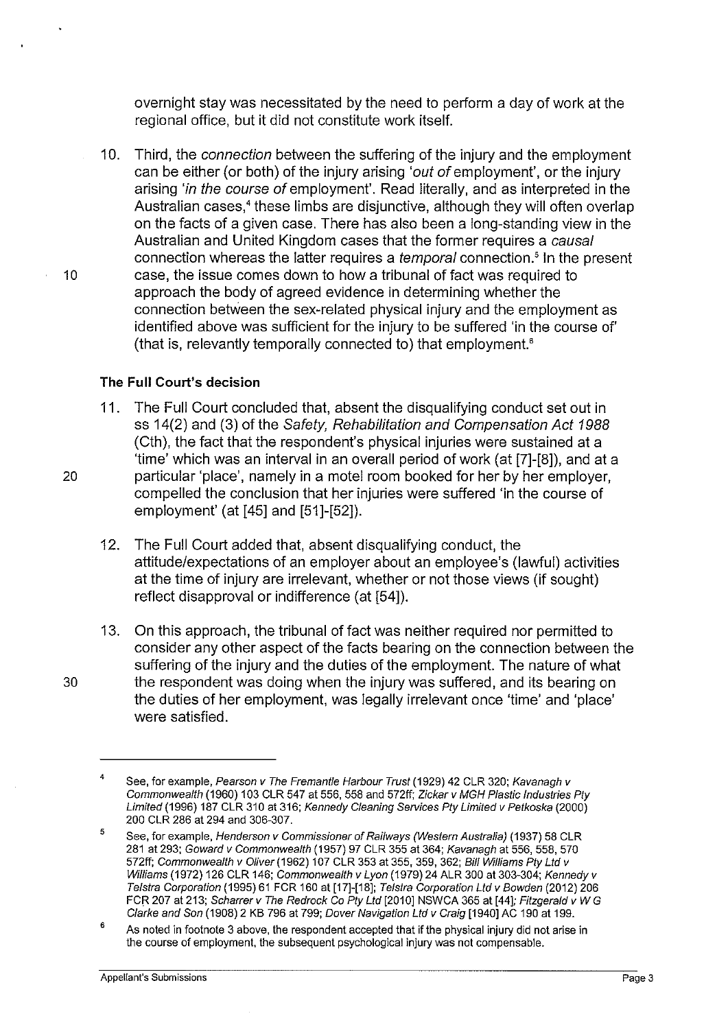overnight stay was necessitated by the need to perform a day of work at the regional office, but it did not constitute work itself.

10. Third, the *connection* between the suffering of the injury and the employment can be either (or both) of the injury arising '*out of* employment', or the injury arising '*in the course of* employment'. Read literally, and as interpreted in the Australian cases,[4] these limbs are disjunctive, although they will often overlap on the facts of a given case. There has also been a long-standing view in the Australian and United Kingdom cases that the former requires a *causal* connection whereas the latter requires a *temporal* connection.[5] In the present case, the issue comes down to how a tribunal of fact was required to approach the body of agreed evidence in determining whether the connection between the sex-related physical injury and the employment as identified above was sufficient for the injury to be suffered 'in the course of' (that is, relevantly temporally connected to) that employment.[6]

### The Full Court's decision

11. The Full Court concluded that, absent the disqualifying conduct set out in ss 14(2) and (3) of the *Safety, Rehabilitation and Compensation Act 1988* (Cth), the fact that the respondent's physical injuries were sustained at a 'time' which was an interval in an overall period of work (at [7]-[8]), and at a particular 'place', namely in a motel room booked for her by her employer, compelled the conclusion that her injuries were suffered 'in the course of employment' (at [45] and [51]-[52]).

12. The Full Court added that, absent disqualifying conduct, the attitude/expectations of an employer about an employee's (lawful) activities at the time of injury are irrelevant, whether or not those views (if sought) reflect disapproval or indifference (at [54]).

13. On this approach, the tribunal of fact was neither required nor permitted to consider any other aspect of the facts bearing on the connection between the suffering of the injury and the duties of the employment. The nature of what the respondent was doing when the injury was suffered, and its bearing on the duties of her employment, was legally irrelevant once 'time' and 'place' were satisfied.

---

[4] See, for example, *Pearson v The Fremantle Harbour Trust* (1929) 42 CLR 320; *Kavanagh v Commonwealth* (1960) 103 CLR 547 at 556, 558 and 572ff; *Zickar v MGH Plastic Industries Pty Limited* (1996) 187 CLR 310 at 316; *Kennedy Cleaning Services Pty Limited v Petkoska* (2000) 200 CLR 286 at 294 and 306-307.

[5] See, for example, *Henderson v Commissioner of Railways (Western Australia)* (1937) 58 CLR 281 at 293; *Goward v Commonwealth* (1957) 97 CLR 355 at 364; *Kavanagh* at 556, 558, 570 572ff; *Commonwealth v Oliver* (1962) 107 CLR 353 at 355, 359, 362; *Bill Williams Pty Ltd v Williams* (1972) 126 CLR 146; *Commonwealth v Lyon* (1979) 24 ALR 300 at 303-304; *Kennedy v Telstra Corporation* (1995) 61 FCR 160 at [17]-[18]; *Telstra Corporation Ltd v Bowden* (2012) 206 FCR 207 at 213; *Scharrer v The Redrock Co Pty Ltd* [2010] NSWCA 365 at [44]; *Fitzgerald v W G Clarke and Son* (1908) 2 KB 796 at 799; *Dover Navigation Ltd v Craig* [1940] AC 190 at 199.

[6] As noted in footnote 3 above, the respondent accepted that if the physical injury did not arise in the course of employment, the subsequent psychological injury was not compensable.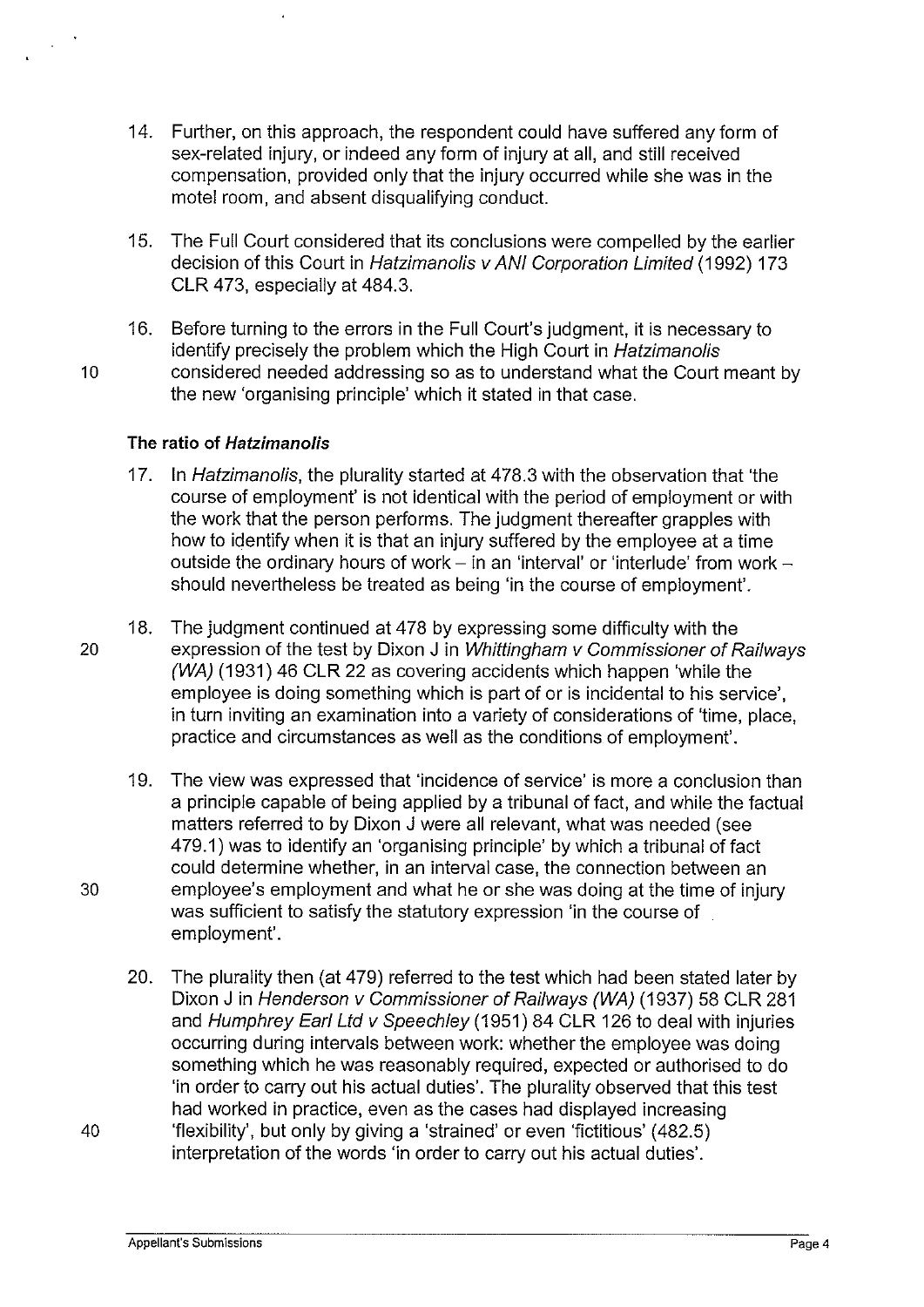14. Further, on this approach, the respondent could have suffered any form of sex-related injury, or indeed any form of injury at all, and still received compensation, provided only that the injury occurred while she was in the motel room, and absent disqualifying conduct.

15. The Full Court considered that its conclusions were compelled by the earlier decision of this Court in *Hatzimanolis v ANI Corporation Limited* (1992) 173 CLR 473, especially at 484.3.

16. Before turning to the errors in the Full Court's judgment, it is necessary to identify precisely the problem which the High Court in *Hatzimanolis* considered needed addressing so as to understand what the Court meant by the new 'organising principle' which it stated in that case.

### The ratio of *Hatzimanolis*

17. In *Hatzimanolis*, the plurality started at 478.3 with the observation that 'the course of employment' is not identical with the period of employment or with the work that the person performs. The judgment thereafter grapples with how to identify when it is that an injury suffered by the employee at a time outside the ordinary hours of work – in an 'interval' or 'interlude' from work – should nevertheless be treated as being 'in the course of employment'.

18. The judgment continued at 478 by expressing some difficulty with the expression of the test by Dixon J in *Whittingham v Commissioner of Railways (WA)* (1931) 46 CLR 22 as covering accidents which happen 'while the employee is doing something which is part of or is incidental to his service', in turn inviting an examination into a variety of considerations of 'time, place, practice and circumstances as well as the conditions of employment'.

19. The view was expressed that 'incidence of service' is more a conclusion than a principle capable of being applied by a tribunal of fact, and while the factual matters referred to by Dixon J were all relevant, what was needed (see 479.1) was to identify an 'organising principle' by which a tribunal of fact could determine whether, in an interval case, the connection between an employee's employment and what he or she was doing at the time of injury was sufficient to satisfy the statutory expression 'in the course of employment'.

20. The plurality then (at 479) referred to the test which had been stated later by Dixon J in *Henderson v Commissioner of Railways (WA)* (1937) 58 CLR 281 and *Humphrey Earl Ltd v Speechley* (1951) 84 CLR 126 to deal with injuries occurring during intervals between work: whether the employee was doing something which he was reasonably required, expected or authorised to do 'in order to carry out his actual duties'. The plurality observed that this test had worked in practice, even as the cases had displayed increasing 'flexibility', but only by giving a 'strained' or even 'fictitious' (482.5) interpretation of the words 'in order to carry out his actual duties'.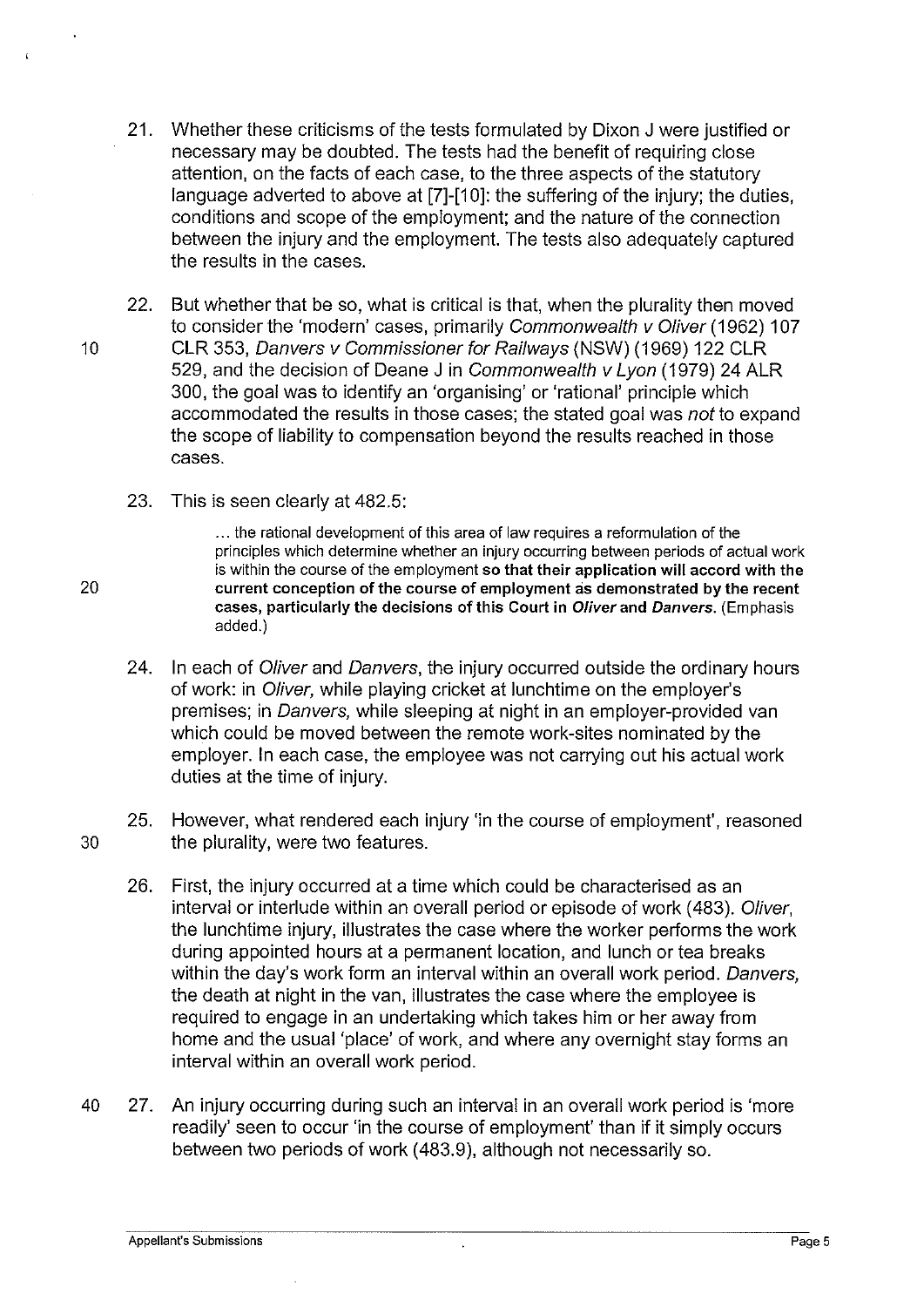21. Whether these criticisms of the tests formulated by Dixon J were justified or necessary may be doubted. The tests had the benefit of requiring close attention, on the facts of each case, to the three aspects of the statutory language adverted to above at [7]-[10]: the suffering of the injury; the duties, conditions and scope of the employment; and the nature of the connection between the injury and the employment. The tests also adequately captured the results in the cases.

22. But whether that be so, what is critical is that, when the plurality then moved to consider the 'modern' cases, primarily *Commonwealth v Oliver* (1962) 107 CLR 353, *Danvers v Commissioner for Railways* (NSW) (1969) 122 CLR 529, and the decision of Deane J in *Commonwealth v Lyon* (1979) 24 ALR 300, the goal was to identify an 'organising' or 'rational' principle which accommodated the results in those cases; the stated goal was *not* to expand the scope of liability to compensation beyond the results reached in those cases.

23. This is seen clearly at 482.5:

> ... the rational development of this area of law requires a reformulation of the principles which determine whether an injury occurring between periods of actual work is within the course of the employment **so that their application will accord with the current conception of the course of employment as demonstrated by the recent cases, particularly the decisions of this Court in *Oliver* and *Danvers*.** (Emphasis added.)

24. In each of *Oliver* and *Danvers*, the injury occurred outside the ordinary hours of work: in *Oliver*, while playing cricket at lunchtime on the employer's premises; in *Danvers*, while sleeping at night in an employer-provided van which could be moved between the remote work-sites nominated by the employer. In each case, the employee was not carrying out his actual work duties at the time of injury.

25. However, what rendered each injury 'in the course of employment', reasoned the plurality, were two features.

26. First, the injury occurred at a time which could be characterised as an interval or interlude within an overall period or episode of work (483). *Oliver*, the lunchtime injury, illustrates the case where the worker performs the work during appointed hours at a permanent location, and lunch or tea breaks within the day's work form an interval within an overall work period. *Danvers*, the death at night in the van, illustrates the case where the employee is required to engage in an undertaking which takes him or her away from home and the usual 'place' of work, and where any overnight stay forms an interval within an overall work period.

27. An injury occurring during such an interval in an overall work period is 'more readily' seen to occur 'in the course of employment' than if it simply occurs between two periods of work (483.9), although not necessarily so.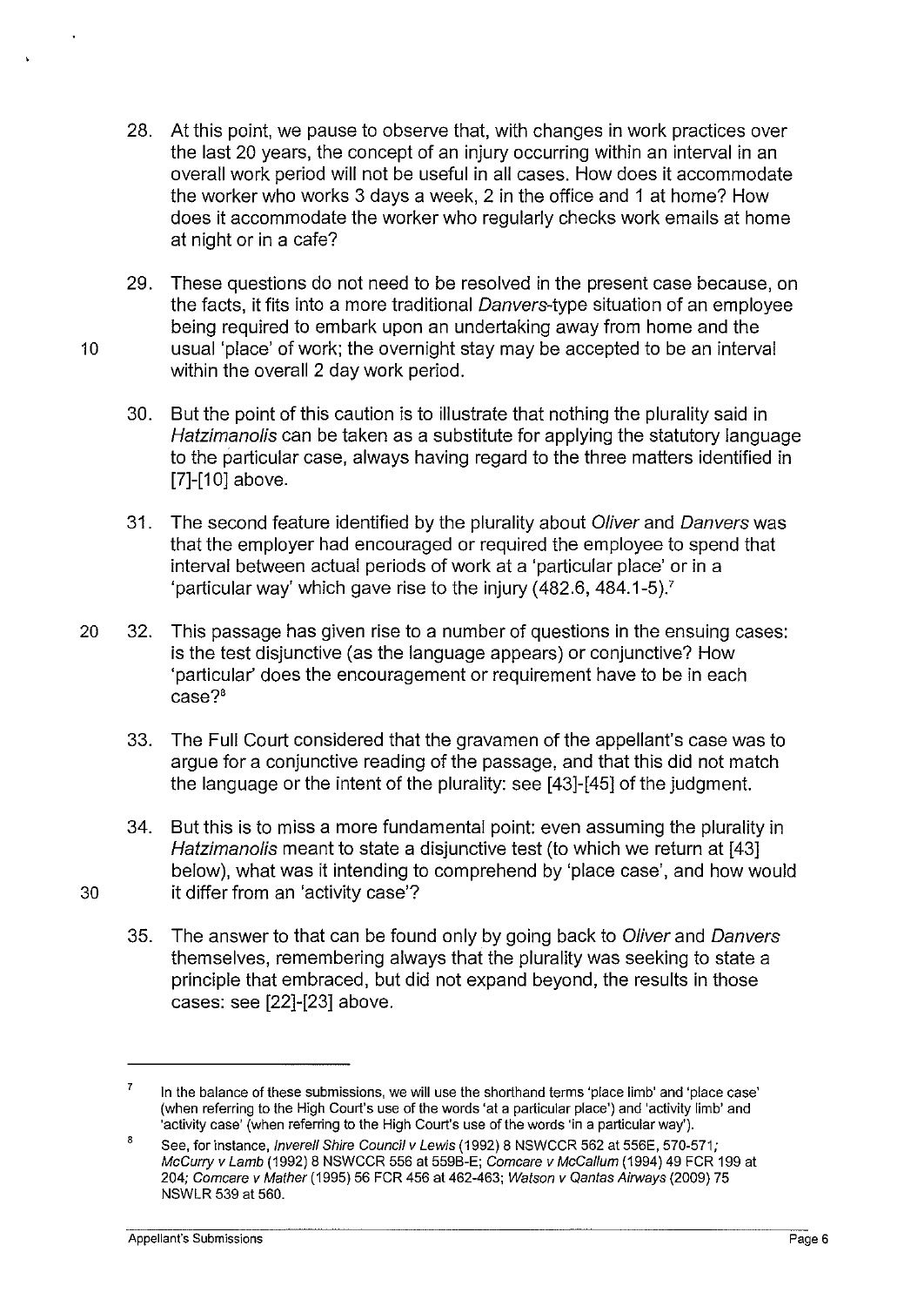28. At this point, we pause to observe that, with changes in work practices over the last 20 years, the concept of an injury occurring within an interval in an overall work period will not be useful in all cases. How does it accommodate the worker who works 3 days a week, 2 in the office and 1 at home? How does it accommodate the worker who regularly checks work emails at home at night or in a cafe?

29. These questions do not need to be resolved in the present case because, on the facts, it fits into a more traditional *Danvers*-type situation of an employee being required to embark upon an undertaking away from home and the usual 'place' of work; the overnight stay may be accepted to be an interval within the overall 2 day work period.

30. But the point of this caution is to illustrate that nothing the plurality said in *Hatzimanolis* can be taken as a substitute for applying the statutory language to the particular case, always having regard to the three matters identified in [7]-[10] above.

31. The second feature identified by the plurality about *Oliver* and *Danvers* was that the employer had encouraged or required the employee to spend that interval between actual periods of work at a 'particular place' or in a 'particular way' which gave rise to the injury (482.6, 484.1-5).[7]

32. This passage has given rise to a number of questions in the ensuing cases: is the test disjunctive (as the language appears) or conjunctive? How 'particular' does the encouragement or requirement have to be in each case?[8]

33. The Full Court considered that the gravamen of the appellant's case was to argue for a conjunctive reading of the passage, and that this did not match the language or the intent of the plurality: see [43]-[45] of the judgment.

34. But this is to miss a more fundamental point: even assuming the plurality in *Hatzimanolis* meant to state a disjunctive test (to which we return at [43] below), what was it intending to comprehend by 'place case', and how would it differ from an 'activity case'?

35. The answer to that can be found only by going back to *Oliver* and *Danvers* themselves, remembering always that the plurality was seeking to state a principle that embraced, but did not expand beyond, the results in those cases: see [22]-[23] above.

---

[7] In the balance of these submissions, we will use the shorthand terms 'place limb' and 'place case' (when referring to the High Court's use of the words 'at a particular place') and 'activity limb' and 'activity case' (when referring to the High Court's use of the words 'in a particular way').

[8] See, for instance, *Inverell Shire Council v Lewis* (1992) 8 NSWCCR 562 at 556E, 570-571; *McCurry v Lamb* (1992) 8 NSWCCR 556 at 559B-E; *Comcare v McCallum* (1994) 49 FCR 199 at 204; *Comcare v Mather* (1995) 56 FCR 456 at 462-463; *Watson v Qantas Airways* (2009) 75 NSWLR 539 at 560.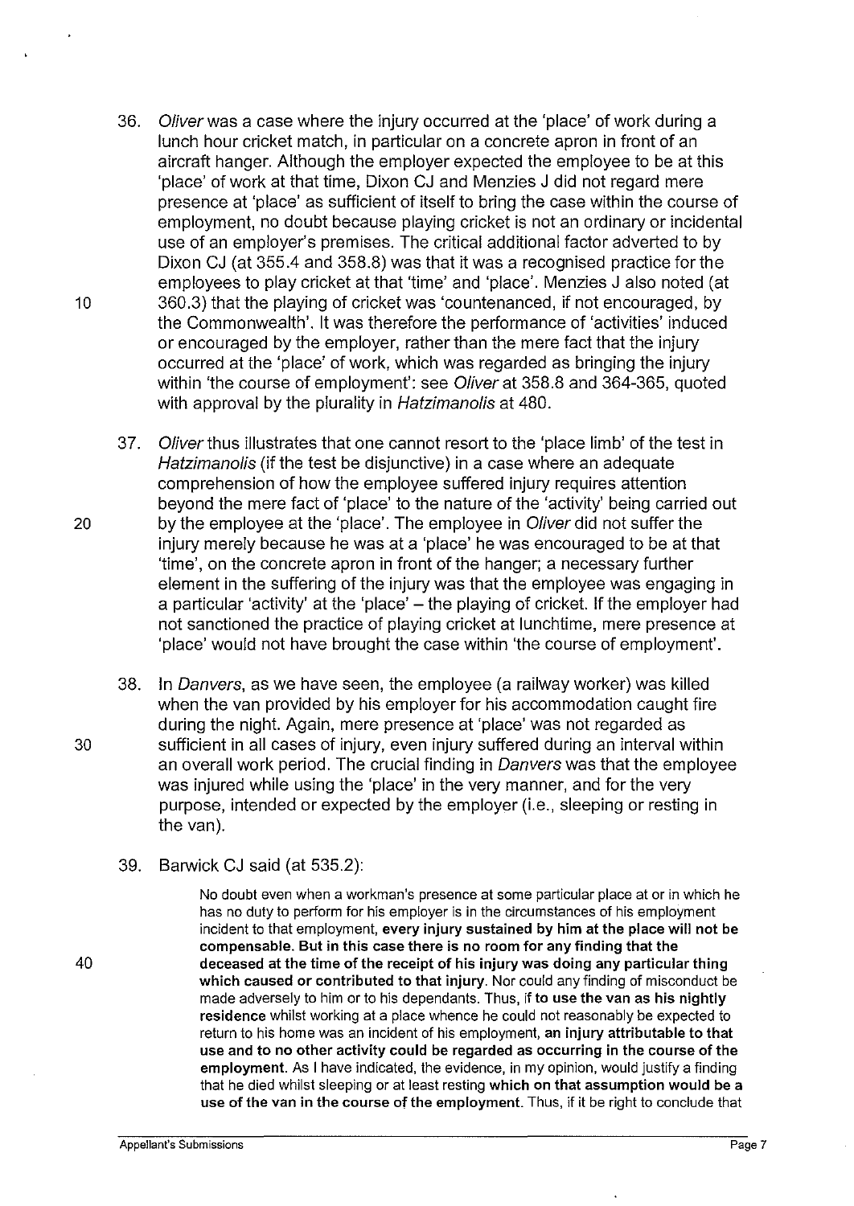36. *Oliver* was a case where the injury occurred at the 'place' of work during a lunch hour cricket match, in particular on a concrete apron in front of an aircraft hanger. Although the employer expected the employee to be at this 'place' of work at that time, Dixon CJ and Menzies J did not regard mere presence at 'place' as sufficient of itself to bring the case within the course of employment, no doubt because playing cricket is not an ordinary or incidental use of an employer's premises. The critical additional factor adverted to by Dixon CJ (at 355.4 and 358.8) was that it was a recognised practice for the employees to play cricket at that 'time' and 'place'. Menzies J also noted (at 360.3) that the playing of cricket was 'countenanced, if not encouraged, by the Commonwealth'. It was therefore the performance of 'activities' induced or encouraged by the employer, rather than the mere fact that the injury occurred at the 'place' of work, which was regarded as bringing the injury within 'the course of employment': see *Oliver* at 358.8 and 364-365, quoted with approval by the plurality in *Hatzimanolis* at 480.

37. *Oliver* thus illustrates that one cannot resort to the 'place limb' of the test in *Hatzimanolis* (if the test be disjunctive) in a case where an adequate comprehension of how the employee suffered injury requires attention beyond the mere fact of 'place' to the nature of the 'activity' being carried out by the employee at the 'place'. The employee in *Oliver* did not suffer the injury merely because he was at a 'place' he was encouraged to be at that 'time', on the concrete apron in front of the hanger; a necessary further element in the suffering of the injury was that the employee was engaging in a particular 'activity' at the 'place' – the playing of cricket. If the employer had not sanctioned the practice of playing cricket at lunchtime, mere presence at 'place' would not have brought the case within 'the course of employment'.

38. In *Danvers*, as we have seen, the employee (a railway worker) was killed when the van provided by his employer for his accommodation caught fire during the night. Again, mere presence at 'place' was not regarded as sufficient in all cases of injury, even injury suffered during an interval within an overall work period. The crucial finding in *Danvers* was that the employee was injured while using the 'place' in the very manner, and for the very purpose, intended or expected by the employer (i.e., sleeping or resting in the van).

39. Barwick CJ said (at 535.2):

> No doubt even when a workman's presence at some particular place at or in which he has no duty to perform for his employer is in the circumstances of his employment incident to that employment, **every injury sustained by him at the place will not be compensable. But in this case there is no room for any finding that the deceased at the time of the receipt of his injury was doing any particular thing which caused or contributed to that injury**. Nor could any finding of misconduct be made adversely to him or to his dependants. Thus, if **to use the van as his nightly residence** whilst working at a place whence he could not reasonably be expected to return to his home was an incident of his employment, **an injury attributable to that use and to no other activity could be regarded as occurring in the course of the employment**. As I have indicated, the evidence, in my opinion, would justify a finding that he died whilst sleeping or at least resting **which on that assumption would be a use of the van in the course of the employment**. Thus, if it be right to conclude that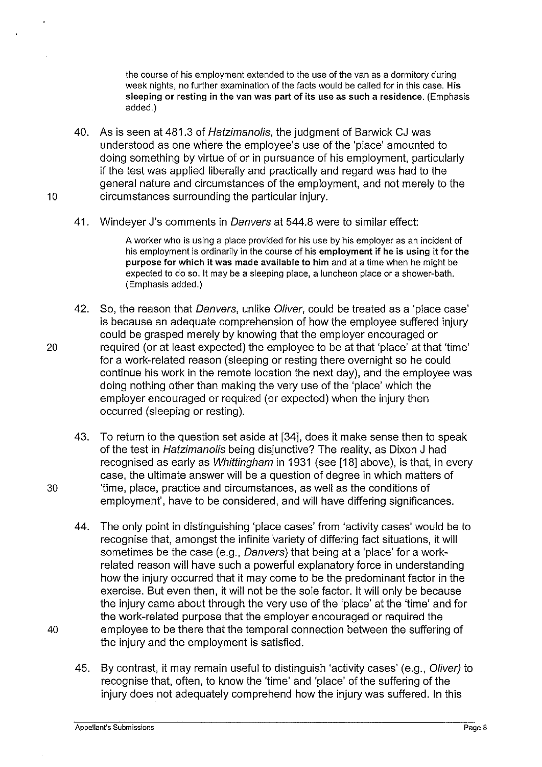> the course of his employment extended to the use of the van as a dormitory during week nights, no further examination of the facts would be called for in this case. **His sleeping or resting in the van was part of its use as such a residence.** (Emphasis added.)

40. As is seen at 481.3 of *Hatzimanolis*, the judgment of Barwick CJ was understood as one where the employee's use of the 'place' amounted to doing something by virtue of or in pursuance of his employment, particularly if the test was applied liberally and practically and regard was had to the general nature and circumstances of the employment, and not merely to the circumstances surrounding the particular injury.

41. Windeyer J's comments in *Danvers* at 544.8 were to similar effect:

> A worker who is using a place provided for his use by his employer as an incident of his employment is ordinarily in the course of his **employment if he is using it for the purpose for which it was made available to him** and at a time when he might be expected to do so. It may be a sleeping place, a luncheon place or a shower-bath. (Emphasis added.)

42. So, the reason that *Danvers*, unlike *Oliver*, could be treated as a 'place case' is because an adequate comprehension of how the employee suffered injury could be grasped merely by knowing that the employer encouraged or required (or at least expected) the employee to be at that 'place' at that 'time' for a work-related reason (sleeping or resting there overnight so he could continue his work in the remote location the next day), and the employee was doing nothing other than making the very use of the 'place' which the employer encouraged or required (or expected) when the injury then occurred (sleeping or resting).

43. To return to the question set aside at [34], does it make sense then to speak of the test in *Hatzimanolis* being disjunctive? The reality, as Dixon J had recognised as early as *Whittingham* in 1931 (see [18] above), is that, in every case, the ultimate answer will be a question of degree in which matters of 'time, place, practice and circumstances, as well as the conditions of employment', have to be considered, and will have differing significances.

44. The only point in distinguishing 'place cases' from 'activity cases' would be to recognise that, amongst the infinite variety of differing fact situations, it will sometimes be the case (e.g., *Danvers*) that being at a 'place' for a work-related reason will have such a powerful explanatory force in understanding how the injury occurred that it may come to be the predominant factor in the exercise. But even then, it will not be the sole factor. It will only be because the injury came about through the very use of the 'place' at the 'time' and for the work-related purpose that the employer encouraged or required the employee to be there that the temporal connection between the suffering of the injury and the employment is satisfied.

45. By contrast, it may remain useful to distinguish 'activity cases' (e.g., *Oliver)* to recognise that, often, to know the 'time' and 'place' of the suffering of the injury does not adequately comprehend how the injury was suffered. In this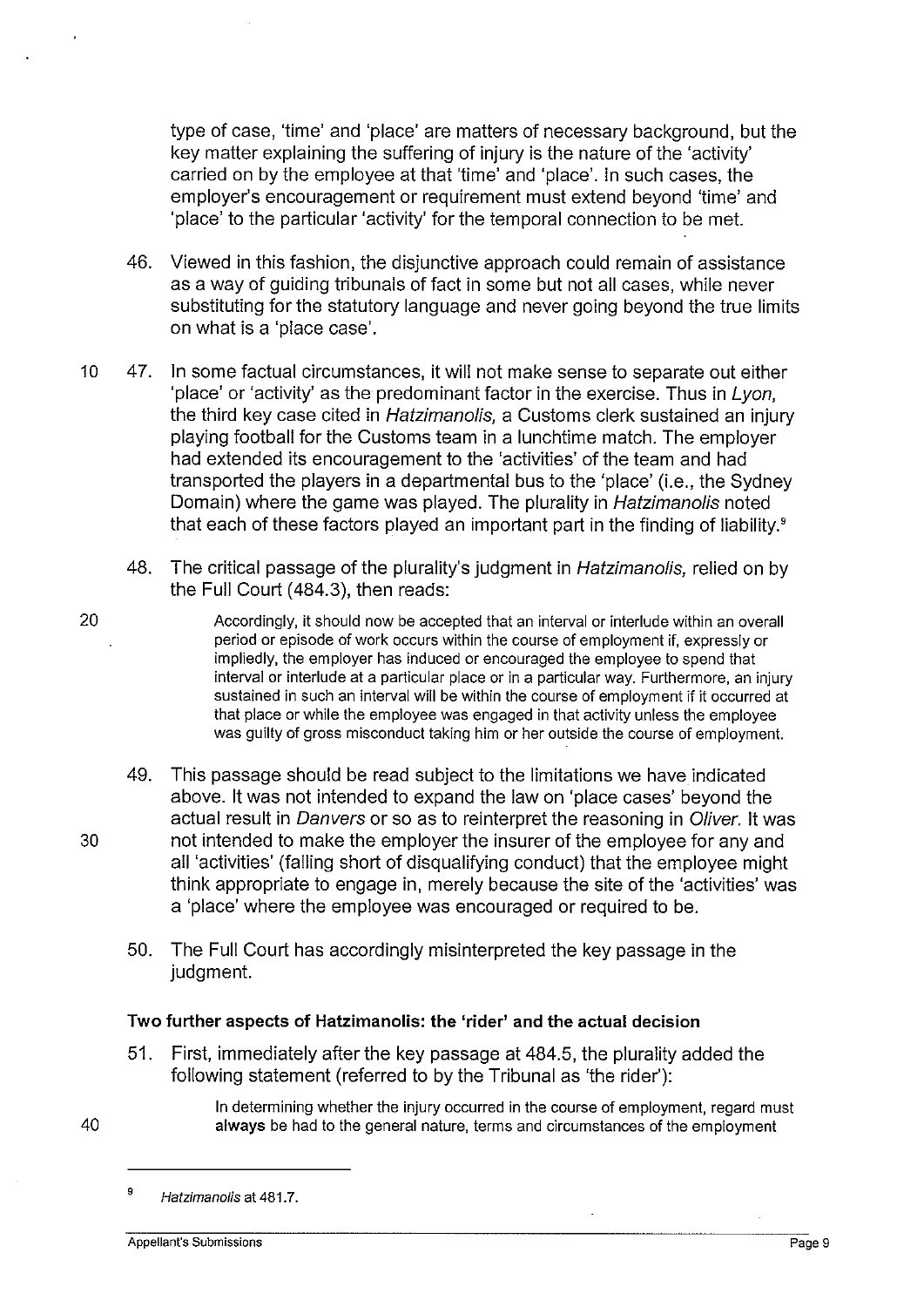type of case, 'time' and 'place' are matters of necessary background, but the key matter explaining the suffering of injury is the nature of the 'activity' carried on by the employee at that 'time' and 'place'. In such cases, the employer's encouragement or requirement must extend beyond 'time' and 'place' to the particular 'activity' for the temporal connection to be met.

46. Viewed in this fashion, the disjunctive approach could remain of assistance as a way of guiding tribunals of fact in some but not all cases, while never substituting for the statutory language and never going beyond the true limits on what is a 'place case'.

47. In some factual circumstances, it will not make sense to separate out either 'place' or 'activity' as the predominant factor in the exercise. Thus in *Lyon*, the third key case cited in *Hatzimanolis*, a Customs clerk sustained an injury playing football for the Customs team in a lunchtime match. The employer had extended its encouragement to the 'activities' of the team and had transported the players in a departmental bus to the 'place' (i.e., the Sydney Domain) where the game was played. The plurality in *Hatzimanolis* noted that each of these factors played an important part in the finding of liability.[9]

48. The critical passage of the plurality's judgment in *Hatzimanolis*, relied on by the Full Court (484.3), then reads:

> Accordingly, it should now be accepted that an interval or interlude within an overall period or episode of work occurs within the course of employment if, expressly or impliedly, the employer has induced or encouraged the employee to spend that interval or interlude at a particular place or in a particular way. Furthermore, an injury sustained in such an interval will be within the course of employment if it occurred at that place or while the employee was engaged in that activity unless the employee was guilty of gross misconduct taking him or her outside the course of employment.

49. This passage should be read subject to the limitations we have indicated above. It was not intended to expand the law on 'place cases' beyond the actual result in *Danvers* or so as to reinterpret the reasoning in *Oliver*. It was not intended to make the employer the insurer of the employee for any and all 'activities' (falling short of disqualifying conduct) that the employee might think appropriate to engage in, merely because the site of the 'activities' was a 'place' where the employee was encouraged or required to be.

50. The Full Court has accordingly misinterpreted the key passage in the judgment.

### Two further aspects of Hatzimanolis: the 'rider' and the actual decision

51. First, immediately after the key passage at 484.5, the plurality added the following statement (referred to by the Tribunal as 'the rider'):

> In determining whether the injury occurred in the course of employment, regard must **always** be had to the general nature, terms and circumstances of the employment

---

[9] *Hatzimanolis* at 481.7.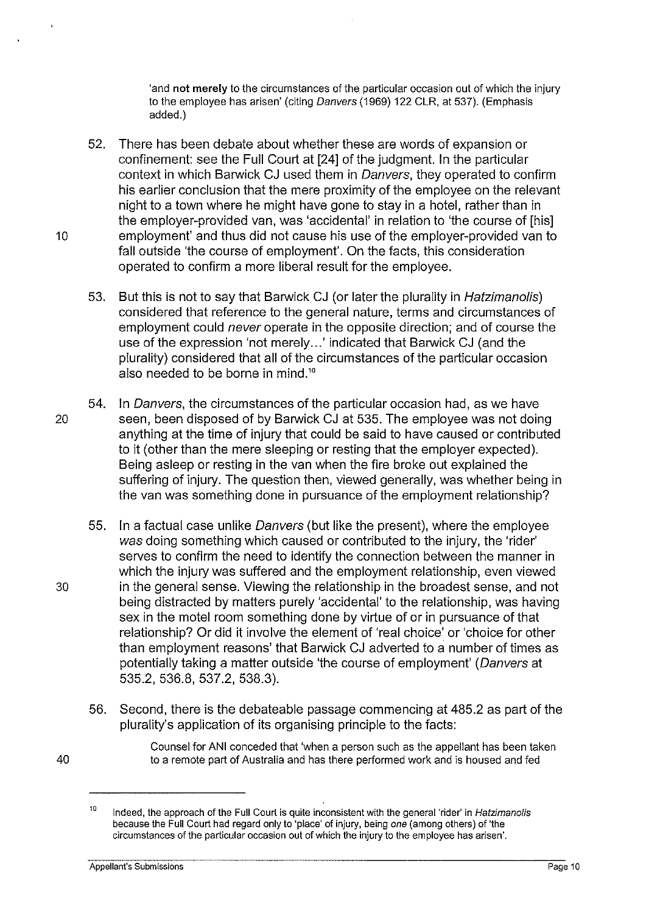'and **not merely** to the circumstances of the particular occasion out of which the injury to the employee has arisen' (citing *Danvers* (1969) 122 CLR, at 537). (Emphasis added.)

52. There has been debate about whether these are words of expansion or confinement: see the Full Court at [24] of the judgment. In the particular context in which Barwick CJ used them in *Danvers*, they operated to confirm his earlier conclusion that the mere proximity of the employee on the relevant night to a town where he might have gone to stay in a hotel, rather than in the employer-provided van, was 'accidental' in relation to 'the course of [his] employment' and thus did not cause his use of the employer-provided van to fall outside 'the course of employment'. On the facts, this consideration operated to confirm a more liberal result for the employee.

53. But this is not to say that Barwick CJ (or later the plurality in *Hatzimanolis*) considered that reference to the general nature, terms and circumstances of employment could *never* operate in the opposite direction; and of course the use of the expression 'not merely...' indicated that Barwick CJ (and the plurality) considered that all of the circumstances of the particular occasion also needed to be borne in mind.[10]

54. In *Danvers*, the circumstances of the particular occasion had, as we have seen, been disposed of by Barwick CJ at 535. The employee was not doing anything at the time of injury that could be said to have caused or contributed to it (other than the mere sleeping or resting that the employer expected). Being asleep or resting in the van when the fire broke out explained the suffering of injury. The question then, viewed generally, was whether being in the van was something done in pursuance of the employment relationship?

55. In a factual case unlike *Danvers* (but like the present), where the employee *was* doing something which caused or contributed to the injury, the 'rider' serves to confirm the need to identify the connection between the manner in which the injury was suffered and the employment relationship, even viewed in the general sense. Viewing the relationship in the broadest sense, and not being distracted by matters purely 'accidental' to the relationship, was having sex in the motel room something done by virtue of or in pursuance of that relationship? Or did it involve the element of 'real choice' or 'choice for other than employment reasons' that Barwick CJ adverted to a number of times as potentially taking a matter outside 'the course of employment' (*Danvers* at 535.2, 536.8, 537.2, 538.3).

56. Second, there is the debateable passage commencing at 485.2 as part of the plurality's application of its organising principle to the facts:

> Counsel for ANI conceded that 'when a person such as the appellant has been taken to a remote part of Australia and has there performed work and is housed and fed

---

[10] Indeed, the approach of the Full Court is quite inconsistent with the general 'rider' in *Hatzimanolis* because the Full Court had regard only to 'place' of injury, being *one* (among others) of 'the circumstances of the particular occasion out of which the injury to the employee has arisen'.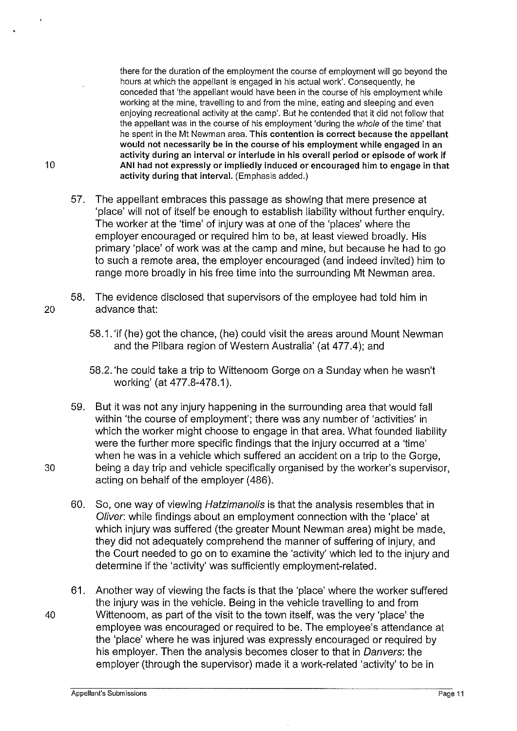> there for the duration of the employment the course of employment will go beyond the hours at which the appellant is engaged in his actual work'. Consequently, he conceded that 'the appellant would have been in the course of his employment while working at the mine, travelling to and from the mine, eating and sleeping and even enjoying recreational activity at the camp'. But he contended that it did not follow that the appellant was in the course of his employment 'during the *whole* of the time' that he spent in the Mt Newman area. **This contention is correct because the appellant would not necessarily be in the course of his employment while engaged in an activity during an interval or interlude in his overall period or episode of work if ANI had not expressly or impliedly induced or encouraged him to engage in that activity during that interval.** (Emphasis added.)

57. The appellant embraces this passage as showing that mere presence at 'place' will not of itself be enough to establish liability without further enquiry. The worker at the 'time' of injury was at one of the 'places' where the employer encouraged or required him to be, at least viewed broadly. His primary 'place' of work was at the camp and mine, but because he had to go to such a remote area, the employer encouraged (and indeed invited) him to range more broadly in his free time into the surrounding Mt Newman area.

58. The evidence disclosed that supervisors of the employee had told him in advance that:

    58.1. 'if (he) got the chance, (he) could visit the areas around Mount Newman and the Pilbara region of Western Australia' (at 477.4); and

    58.2. 'he could take a trip to Wittenoom Gorge on a Sunday when he wasn't working' (at 477.8-478.1).

59. But it was not any injury happening in the surrounding area that would fall within 'the course of employment'; there was any number of 'activities' in which the worker might choose to engage in that area. What founded liability were the further more specific findings that the injury occurred at a 'time' when he was in a vehicle which suffered an accident on a trip to the Gorge, being a day trip and vehicle specifically organised by the worker's supervisor, acting on behalf of the employer (486).

60. So, one way of viewing *Hatzimanolis* is that the analysis resembles that in *Oliver*: while findings about an employment connection with the 'place' at which injury was suffered (the greater Mount Newman area) might be made, they did not adequately comprehend the manner of suffering of injury, and the Court needed to go on to examine the 'activity' which led to the injury and determine if the 'activity' was sufficiently employment-related.

61. Another way of viewing the facts is that the 'place' where the worker suffered the injury was in the vehicle. Being in the vehicle travelling to and from Wittenoom, as part of the visit to the town itself, was the very 'place' the employee was encouraged or required to be. The employee's attendance at the 'place' where he was injured was expressly encouraged or required by his employer. Then the analysis becomes closer to that in *Danvers*: the employer (through the supervisor) made it a work-related 'activity' to be in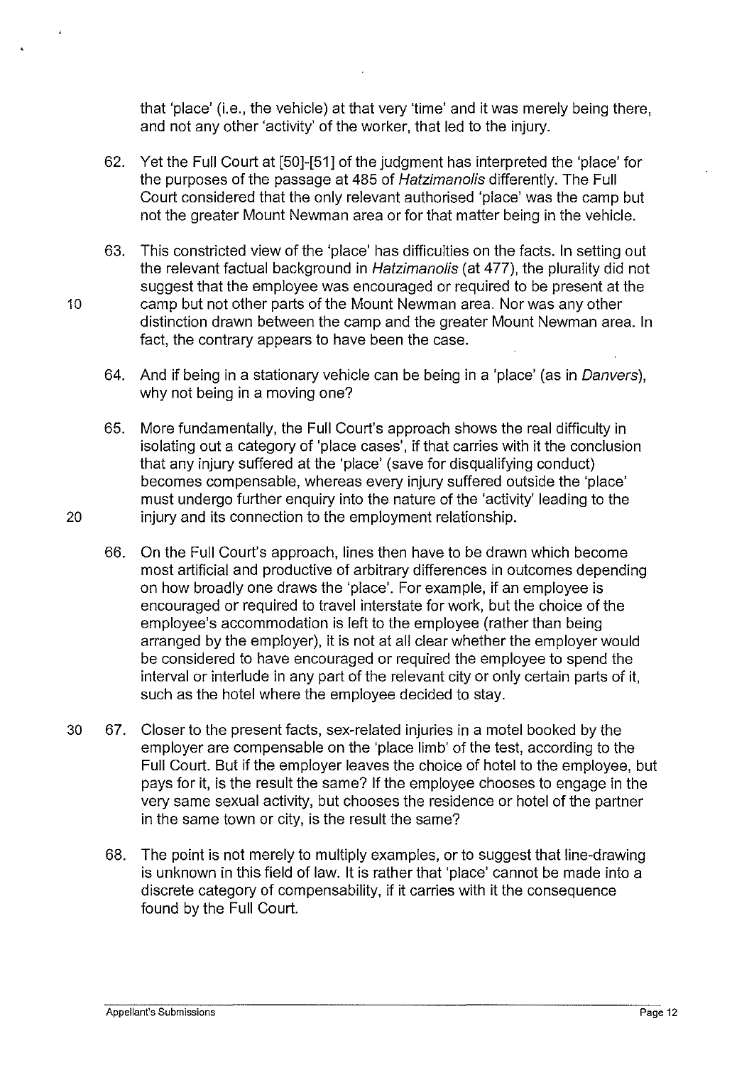that 'place' (i.e., the vehicle) at that very 'time' and it was merely being there, and not any other 'activity' of the worker, that led to the injury.

62. Yet the Full Court at [50]-[51] of the judgment has interpreted the 'place' for the purposes of the passage at 485 of *Hatzimanolis* differently. The Full Court considered that the only relevant authorised 'place' was the camp but not the greater Mount Newman area or for that matter being in the vehicle.

63. This constricted view of the 'place' has difficulties on the facts. In setting out the relevant factual background in *Hatzimanolis* (at 477), the plurality did not suggest that the employee was encouraged or required to be present at the camp but not other parts of the Mount Newman area. Nor was any other distinction drawn between the camp and the greater Mount Newman area. In fact, the contrary appears to have been the case.

64. And if being in a stationary vehicle can be being in a 'place' (as in *Danvers*), why not being in a moving one?

65. More fundamentally, the Full Court's approach shows the real difficulty in isolating out a category of 'place cases', if that carries with it the conclusion that any injury suffered at the 'place' (save for disqualifying conduct) becomes compensable, whereas every injury suffered outside the 'place' must undergo further enquiry into the nature of the 'activity' leading to the injury and its connection to the employment relationship.

66. On the Full Court's approach, lines then have to be drawn which become most artificial and productive of arbitrary differences in outcomes depending on how broadly one draws the 'place'. For example, if an employee is encouraged or required to travel interstate for work, but the choice of the employee's accommodation is left to the employee (rather than being arranged by the employer), it is not at all clear whether the employer would be considered to have encouraged or required the employee to spend the interval or interlude in any part of the relevant city or only certain parts of it, such as the hotel where the employee decided to stay.

67. Closer to the present facts, sex-related injuries in a motel booked by the employer are compensable on the 'place limb' of the test, according to the Full Court. But if the employer leaves the choice of hotel to the employee, but pays for it, is the result the same? If the employee chooses to engage in the very same sexual activity, but chooses the residence or hotel of the partner in the same town or city, is the result the same?

68. The point is not merely to multiply examples, or to suggest that line-drawing is unknown in this field of law. It is rather that 'place' cannot be made into a discrete category of compensability, if it carries with it the consequence found by the Full Court.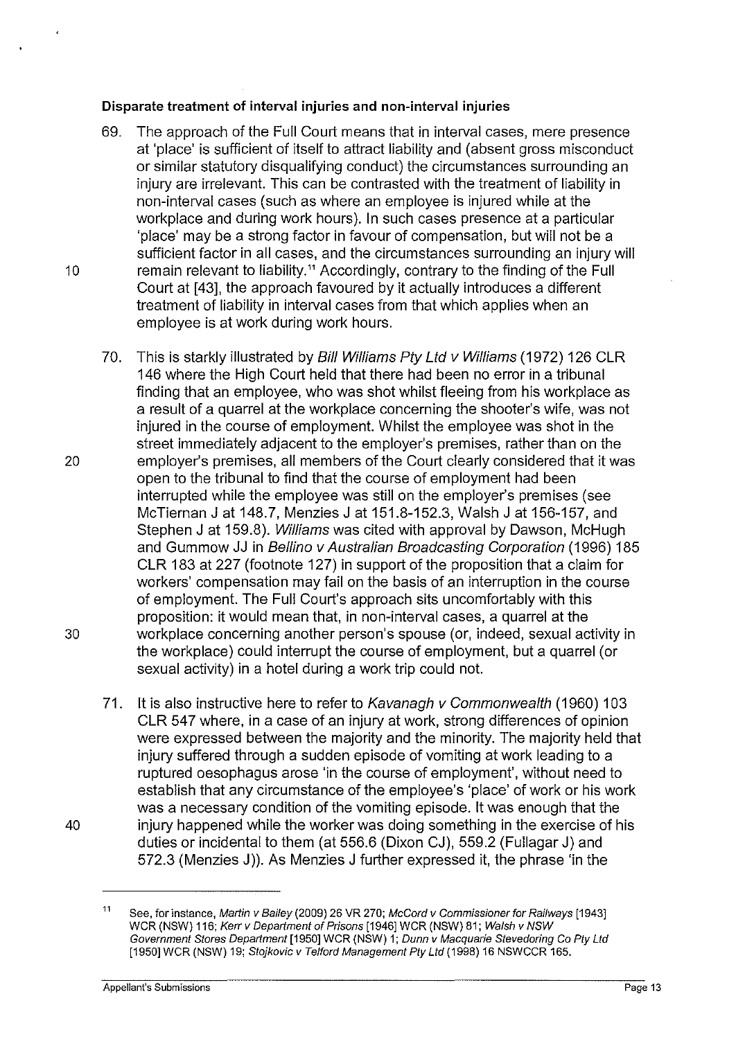**Disparate treatment of interval injuries and non-interval injuries**

69. The approach of the Full Court means that in interval cases, mere presence at 'place' is sufficient of itself to attract liability and (absent gross misconduct or similar statutory disqualifying conduct) the circumstances surrounding an injury are irrelevant. This can be contrasted with the treatment of liability in non-interval cases (such as where an employee is injured while at the workplace and during work hours). In such cases presence at a particular 'place' may be a strong factor in favour of compensation, but will not be a sufficient factor in all cases, and the circumstances surrounding an injury will remain relevant to liability.[11] Accordingly, contrary to the finding of the Full Court at [43], the approach favoured by it actually introduces a different treatment of liability in interval cases from that which applies when an employee is at work during work hours.

70. This is starkly illustrated by *Bill Williams Pty Ltd v Williams* (1972) 126 CLR 146 where the High Court held that there had been no error in a tribunal finding that an employee, who was shot whilst fleeing from his workplace as a result of a quarrel at the workplace concerning the shooter's wife, was not injured in the course of employment. Whilst the employee was shot in the street immediately adjacent to the employer's premises, rather than on the employer's premises, all members of the Court clearly considered that it was open to the tribunal to find that the course of employment had been interrupted while the employee was still on the employer's premises (see McTiernan J at 148.7, Menzies J at 151.8-152.3, Walsh J at 156-157, and Stephen J at 159.8). *Williams* was cited with approval by Dawson, McHugh and Gummow JJ in *Bellino v Australian Broadcasting Corporation* (1996) 185 CLR 183 at 227 (footnote 127) in support of the proposition that a claim for workers' compensation may fail on the basis of an interruption in the course of employment. The Full Court's approach sits uncomfortably with this proposition: it would mean that, in non-interval cases, a quarrel at the workplace concerning another person's spouse (or, indeed, sexual activity in the workplace) could interrupt the course of employment, but a quarrel (or sexual activity) in a hotel during a work trip could not.

71. It is also instructive here to refer to *Kavanagh v Commonwealth* (1960) 103 CLR 547 where, in a case of an injury at work, strong differences of opinion were expressed between the majority and the minority. The majority held that injury suffered through a sudden episode of vomiting at work leading to a ruptured oesophagus arose 'in the course of employment', without need to establish that any circumstance of the employee's 'place' of work or his work was a necessary condition of the vomiting episode. It was enough that the injury happened while the worker was doing something in the exercise of his duties or incidental to them (at 556.6 (Dixon CJ), 559.2 (Fullagar J) and 572.3 (Menzies J)). As Menzies J further expressed it, the phrase 'in the

---

[11] See, for instance, *Martin v Bailey* (2009) 26 VR 270; *McCord v Commissioner for Railways* [1943] WCR (NSW) 116; *Kerr v Department of Prisons* [1946] WCR (NSW) 81; *Walsh v NSW Government Stores Department* [1950] WCR (NSW) 1; *Dunn v Macquarie Stevedoring Co Pty Ltd* [1950] WCR (NSW) 19; *Stojkovic v Telford Management Pty Ltd* (1998) 16 NSWCCR 165.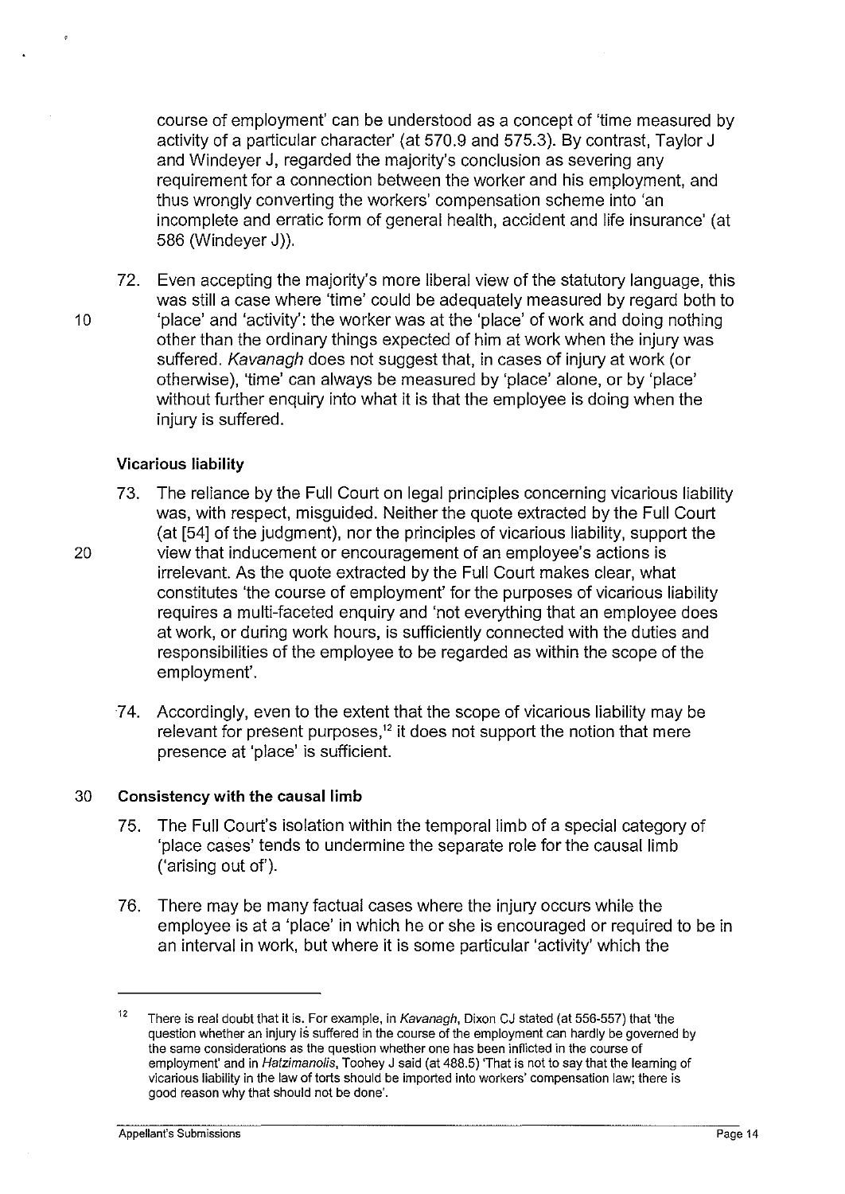course of employment' can be understood as a concept of 'time measured by activity of a particular character' (at 570.9 and 575.3). By contrast, Taylor J and Windeyer J, regarded the majority's conclusion as severing any requirement for a connection between the worker and his employment, and thus wrongly converting the workers' compensation scheme into 'an incomplete and erratic form of general health, accident and life insurance' (at 586 (Windeyer J)).

72. Even accepting the majority's more liberal view of the statutory language, this was still a case where 'time' could be adequately measured by regard both to 'place' and 'activity': the worker was at the 'place' of work and doing nothing other than the ordinary things expected of him at work when the injury was suffered. *Kavanagh* does not suggest that, in cases of injury at work (or otherwise), 'time' can always be measured by 'place' alone, or by 'place' without further enquiry into what it is that the employee is doing when the injury is suffered.

### Vicarious liability

73. The reliance by the Full Court on legal principles concerning vicarious liability was, with respect, misguided. Neither the quote extracted by the Full Court (at [54] of the judgment), nor the principles of vicarious liability, support the view that inducement or encouragement of an employee's actions is irrelevant. As the quote extracted by the Full Court makes clear, what constitutes 'the course of employment' for the purposes of vicarious liability requires a multi-faceted enquiry and 'not everything that an employee does at work, or during work hours, is sufficiently connected with the duties and responsibilities of the employee to be regarded as within the scope of the employment'.

74. Accordingly, even to the extent that the scope of vicarious liability may be relevant for present purposes,[12] it does not support the notion that mere presence at 'place' is sufficient.

### Consistency with the causal limb

75. The Full Court's isolation within the temporal limb of a special category of 'place cases' tends to undermine the separate role for the causal limb ('arising out of').

76. There may be many factual cases where the injury occurs while the employee is at a 'place' in which he or she is encouraged or required to be in an interval in work, but where it is some particular 'activity' which the

---

[12] There is real doubt that it is. For example, in *Kavanagh*, Dixon CJ stated (at 556-557) that 'the question whether an injury is suffered in the course of the employment can hardly be governed by the same considerations as the question whether one has been inflicted in the course of employment' and in *Hatzimanolis*, Toohey J said (at 488.5) 'That is not to say that the learning of vicarious liability in the law of torts should be imported into workers' compensation law; there is good reason why that should not be done'.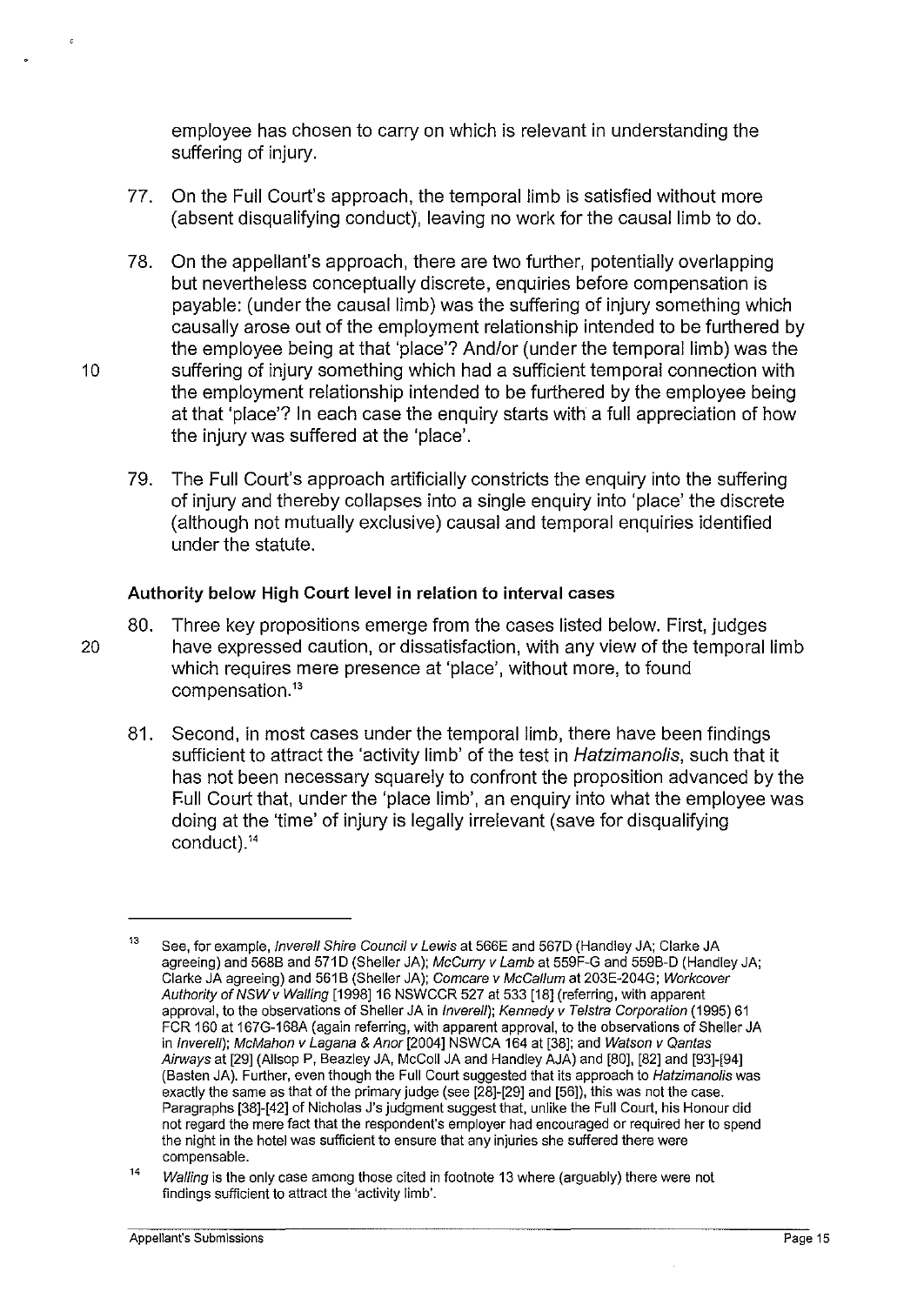employee has chosen to carry on which is relevant in understanding the suffering of injury.

77. On the Full Court's approach, the temporal limb is satisfied without more (absent disqualifying conduct), leaving no work for the causal limb to do.

78. On the appellant's approach, there are two further, potentially overlapping but nevertheless conceptually discrete, enquiries before compensation is payable: (under the causal limb) was the suffering of injury something which causally arose out of the employment relationship intended to be furthered by the employee being at that 'place'? And/or (under the temporal limb) was the suffering of injury something which had a sufficient temporal connection with the employment relationship intended to be furthered by the employee being at that 'place'? In each case the enquiry starts with a full appreciation of how the injury was suffered at the 'place'.

79. The Full Court's approach artificially constricts the enquiry into the suffering of injury and thereby collapses into a single enquiry into 'place' the discrete (although not mutually exclusive) causal and temporal enquiries identified under the statute.

### Authority below High Court level in relation to interval cases

80. Three key propositions emerge from the cases listed below. First, judges have expressed caution, or dissatisfaction, with any view of the temporal limb which requires mere presence at 'place', without more, to found compensation.[13]

81. Second, in most cases under the temporal limb, there have been findings sufficient to attract the 'activity limb' of the test in *Hatzimanolis*, such that it has not been necessary squarely to confront the proposition advanced by the Full Court that, under the 'place limb', an enquiry into what the employee was doing at the 'time' of injury is legally irrelevant (save for disqualifying conduct).[14]

---

[13] See, for example, *Inverell Shire Council v Lewis* at 566E and 567D (Handley JA; Clarke JA agreeing) and 568B and 571D (Sheller JA); *McCurry v Lamb* at 559F-G and 559B-D (Handley JA; Clarke JA agreeing) and 561B (Sheller JA); *Comcare v McCallum* at 203E-204G; *Workcover Authority of NSW v Walling* [1998] 16 NSWCCR 527 at 533 [18] (referring, with apparent approval, to the observations of Sheller JA in *Inverell*); *Kennedy v Telstra Corporation* (1995) 61 FCR 160 at 167G-168A (again referring, with apparent approval, to the observations of Sheller JA in *Inverell*); *McMahon v Lagana & Anor* [2004] NSWCA 164 at [38]; and *Watson v Qantas Airways* at [29] (Allsop P, Beazley JA, McColl JA and Handley AJA) and [80], [82] and [93]-[94] (Basten JA). Further, even though the Full Court suggested that its approach to *Hatzimanolis* was exactly the same as that of the primary judge (see [28]-[29] and [56]), this was not the case. Paragraphs [38]-[42] of Nicholas J's judgment suggest that, unlike the Full Court, his Honour did not regard the mere fact that the respondent's employer had encouraged or required her to spend the night in the hotel was sufficient to ensure that any injuries she suffered there were compensable.

[14] *Walling* is the only case among those cited in footnote 13 where (arguably) there were not findings sufficient to attract the 'activity limb'.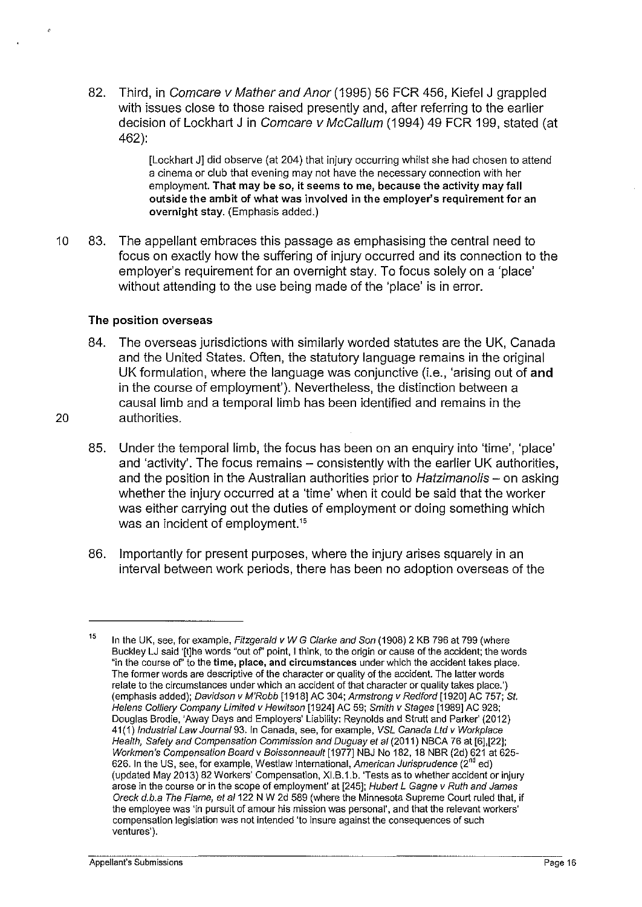82. Third, in *Comcare v Mather and Anor* (1995) 56 FCR 456, Kiefel J grappled with issues close to those raised presently and, after referring to the earlier decision of Lockhart J in *Comcare v McCallum* (1994) 49 FCR 199, stated (at 462):

> [Lockhart J] did observe (at 204) that injury occurring whilst she had chosen to attend a cinema or club that evening may not have the necessary connection with her employment. **That may be so, it seems to me, because the activity may fall outside the ambit of what was involved in the employer's requirement for an overnight stay.** (Emphasis added.)

83. The appellant embraces this passage as emphasising the central need to focus on exactly how the suffering of injury occurred and its connection to the employer's requirement for an overnight stay. To focus solely on a 'place' without attending to the use being made of the 'place' is in error.

### The position overseas

84. The overseas jurisdictions with similarly worded statutes are the UK, Canada and the United States. Often, the statutory language remains in the original UK formulation, where the language was conjunctive (i.e., 'arising out of **and** in the course of employment'). Nevertheless, the distinction between a causal limb and a temporal limb has been identified and remains in the authorities.

85. Under the temporal limb, the focus has been on an enquiry into 'time', 'place' and 'activity'. The focus remains – consistently with the earlier UK authorities, and the position in the Australian authorities prior to *Hatzimanolis* – on asking whether the injury occurred at a 'time' when it could be said that the worker was either carrying out the duties of employment or doing something which was an incident of employment.[15]

86. Importantly for present purposes, where the injury arises squarely in an interval between work periods, there has been no adoption overseas of the

---

[15] In the UK, see, for example, *Fitzgerald v W G Clarke and Son* (1908) 2 KB 796 at 799 (where Buckley LJ said '[t]he words "out of" point, I think, to the origin or cause of the accident; the words "in the course of" to the **time, place, and circumstances** under which the accident takes place. The former words are descriptive of the character or quality of the accident. The latter words relate to the circumstances under which an accident of that character or quality takes place.') (emphasis added); *Davidson v M'Robb* [1918] AC 304; *Armstrong v Redford* [1920] AC 757; *St. Helens Colliery Company Limited v Hewitson* [1924] AC 59; *Smith v Stages* [1989] AC 928; Douglas Brodie, 'Away Days and Employers' Liability: Reynolds and Strutt and Parker' (2012) 41(1) *Industrial Law Journal* 93. In Canada, see, for example, *VSL Canada Ltd v Workplace Health, Safety and Compensation Commission and Duguay et al* (2011) NBCA 76 at [6],[22]; *Workmen's Compensation Board* v *Boissonneault* [1977] NBJ No 182, 18 NBR (2d) 621 at 625-626. In the US, see, for example, Westlaw International, *American Jurisprudence* (2nd ed) (updated May 2013) 82 Workers' Compensation, XI.B.1.b. 'Tests as to whether accident or injury arose in the course or in the scope of employment' at [245]; *Hubert L Gagne v Ruth and James Oreck d.b.a The Flame, et al* 122 N W 2d 589 (where the Minnesota Supreme Court ruled that, if the employee was 'in pursuit of amour his mission was personal', and that the relevant workers' compensation legislation was not intended 'to insure against the consequences of such ventures').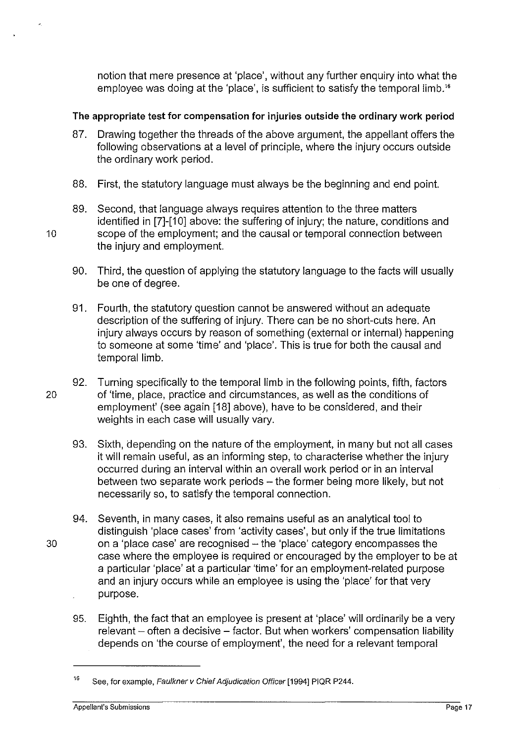notion that mere presence at 'place', without any further enquiry into what the employee was doing at the 'place', is sufficient to satisfy the temporal limb.[16]

**The appropriate test for compensation for injuries outside the ordinary work period**

87. Drawing together the threads of the above argument, the appellant offers the following observations at a level of principle, where the injury occurs outside the ordinary work period.

88. First, the statutory language must always be the beginning and end point.

89. Second, that language always requires attention to the three matters identified in [7]-[10] above: the suffering of injury; the nature, conditions and scope of the employment; and the causal or temporal connection between the injury and employment.

90. Third, the question of applying the statutory language to the facts will usually be one of degree.

91. Fourth, the statutory question cannot be answered without an adequate description of the suffering of injury. There can be no short-cuts here. An injury always occurs by reason of something (external or internal) happening to someone at some 'time' and 'place'. This is true for both the causal and temporal limb.

92. Turning specifically to the temporal limb in the following points, fifth, factors of 'time, place, practice and circumstances, as well as the conditions of employment' (see again [18] above), have to be considered, and their weights in each case will usually vary.

93. Sixth, depending on the nature of the employment, in many but not all cases it will remain useful, as an informing step, to characterise whether the injury occurred during an interval within an overall work period or in an interval between two separate work periods – the former being more likely, but not necessarily so, to satisfy the temporal connection.

94. Seventh, in many cases, it also remains useful as an analytical tool to distinguish 'place cases' from 'activity cases', but only if the true limitations on a 'place case' are recognised – the 'place' category encompasses the case where the employee is required or encouraged by the employer to be at a particular 'place' at a particular 'time' for an employment-related purpose and an injury occurs while an employee is using the 'place' for that very purpose.

95. Eighth, the fact that an employee is present at 'place' will ordinarily be a very relevant – often a decisive – factor. But when workers' compensation liability depends on 'the course of employment', the need for a relevant temporal

---

[16] See, for example, *Faulkner v Chief Adjudication Officer* [1994] PIQR P244.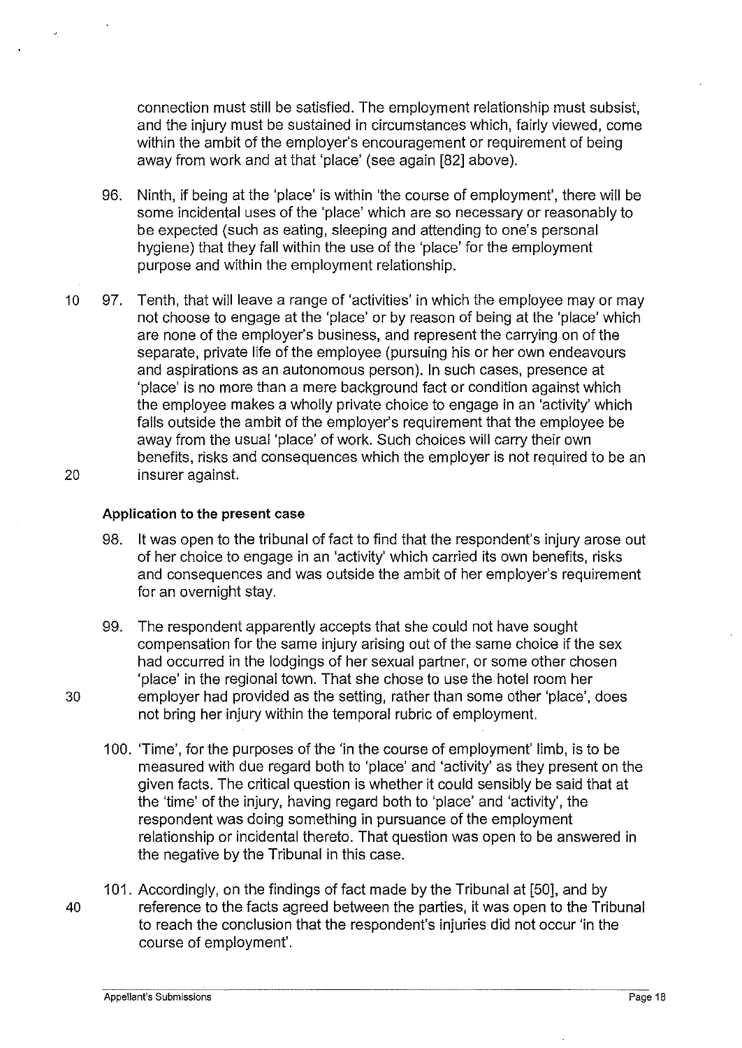connection must still be satisfied. The employment relationship must subsist, and the injury must be sustained in circumstances which, fairly viewed, come within the ambit of the employer's encouragement or requirement of being away from work and at that 'place' (see again [82] above).

96. Ninth, if being at the 'place' is within 'the course of employment', there will be some incidental uses of the 'place' which are so necessary or reasonably to be expected (such as eating, sleeping and attending to one's personal hygiene) that they fall within the use of the 'place' for the employment purpose and within the employment relationship.

97. Tenth, that will leave a range of 'activities' in which the employee may or may not choose to engage at the 'place' or by reason of being at the 'place' which are none of the employer's business, and represent the carrying on of the separate, private life of the employee (pursuing his or her own endeavours and aspirations as an autonomous person). In such cases, presence at 'place' is no more than a mere background fact or condition against which the employee makes a wholly private choice to engage in an 'activity' which falls outside the ambit of the employer's requirement that the employee be away from the usual 'place' of work. Such choices will carry their own benefits, risks and consequences which the employer is not required to be an insurer against.

**Application to the present case**

98. It was open to the tribunal of fact to find that the respondent's injury arose out of her choice to engage in an 'activity' which carried its own benefits, risks and consequences and was outside the ambit of her employer's requirement for an overnight stay.

99. The respondent apparently accepts that she could not have sought compensation for the same injury arising out of the same choice if the sex had occurred in the lodgings of her sexual partner, or some other chosen 'place' in the regional town. That she chose to use the hotel room her employer had provided as the setting, rather than some other 'place', does not bring her injury within the temporal rubric of employment.

100. 'Time', for the purposes of the 'in the course of employment' limb, is to be measured with due regard both to 'place' and 'activity' as they present on the given facts. The critical question is whether it could sensibly be said that at the 'time' of the injury, having regard both to 'place' and 'activity', the respondent was doing something in pursuance of the employment relationship or incidental thereto. That question was open to be answered in the negative by the Tribunal in this case.

101. Accordingly, on the findings of fact made by the Tribunal at [50], and by reference to the facts agreed between the parties, it was open to the Tribunal to reach the conclusion that the respondent's injuries did not occur 'in the course of employment'.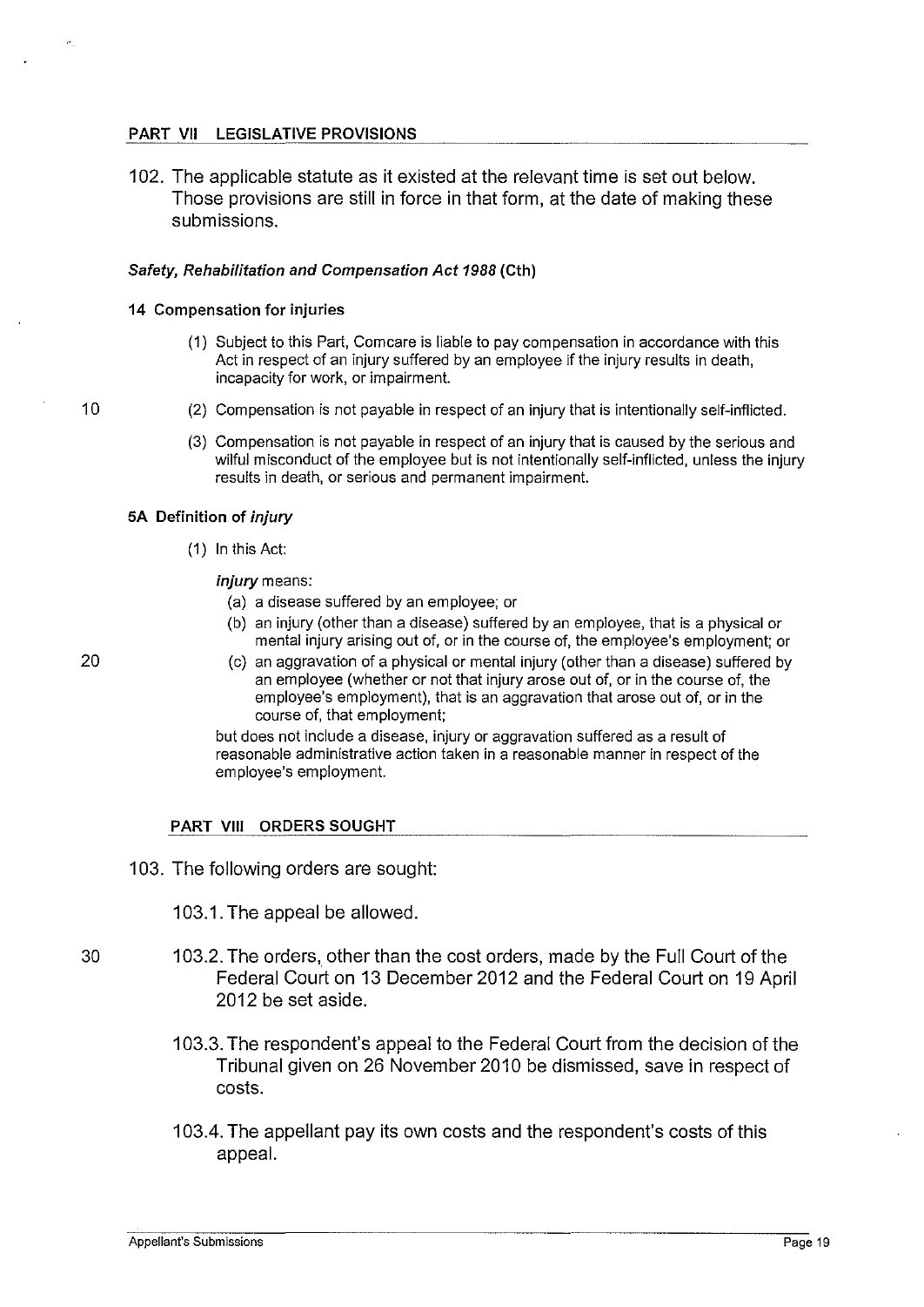## PART VII LEGISLATIVE PROVISIONS

102. The applicable statute as it existed at the relevant time is set out below. Those provisions are still in force in that form, at the date of making these submissions.

***Safety, Rehabilitation and Compensation Act 1988* (Cth)**

**14 Compensation for injuries**

(1) Subject to this Part, Comcare is liable to pay compensation in accordance with this Act in respect of an injury suffered by an employee if the injury results in death, incapacity for work, or impairment.

(2) Compensation is not payable in respect of an injury that is intentionally self-inflicted.

(3) Compensation is not payable in respect of an injury that is caused by the serious and wilful misconduct of the employee but is not intentionally self-inflicted, unless the injury results in death, or serious and permanent impairment.

**5A Definition of *injury***

(1) In this Act:

***injury*** means:

(a) a disease suffered by an employee; or

(b) an injury (other than a disease) suffered by an employee, that is a physical or mental injury arising out of, or in the course of, the employee's employment; or

(c) an aggravation of a physical or mental injury (other than a disease) suffered by an employee (whether or not that injury arose out of, or in the course of, the employee's employment), that is an aggravation that arose out of, or in the course of, that employment;

but does not include a disease, injury or aggravation suffered as a result of reasonable administrative action taken in a reasonable manner in respect of the employee's employment.

## PART VIII ORDERS SOUGHT

103. The following orders are sought:

103.1. The appeal be allowed.

103.2. The orders, other than the cost orders, made by the Full Court of the Federal Court on 13 December 2012 and the Federal Court on 19 April 2012 be set aside.

103.3. The respondent's appeal to the Federal Court from the decision of the Tribunal given on 26 November 2010 be dismissed, save in respect of costs.

103.4. The appellant pay its own costs and the respondent's costs of this appeal.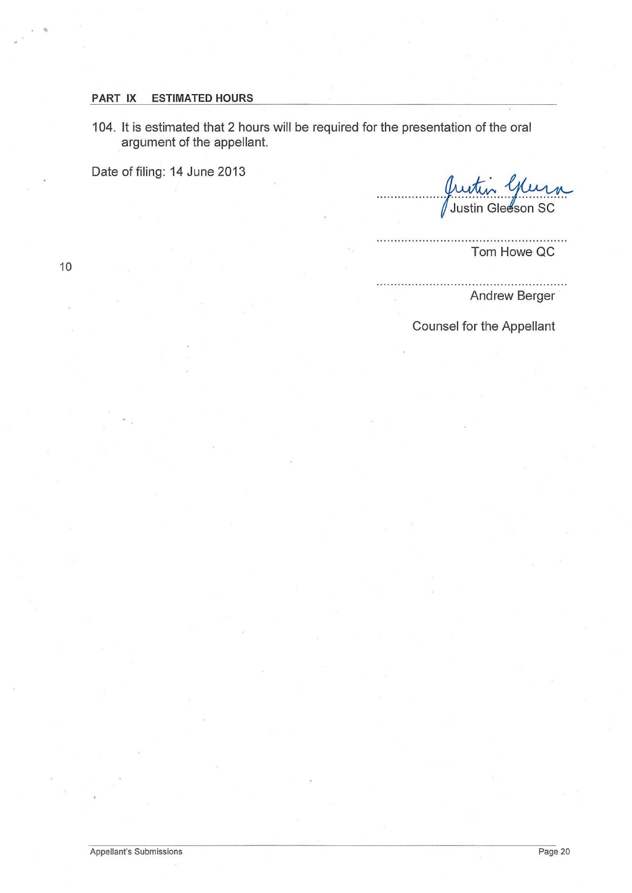## PART IX ESTIMATED HOURS

104. It is estimated that 2 hours will be required for the presentation of the oral argument of the appellant.

Date of filing: 14 June 2013

Justin Gleeson SC

Tom Howe QC

Andrew Berger

Counsel for the Appellant